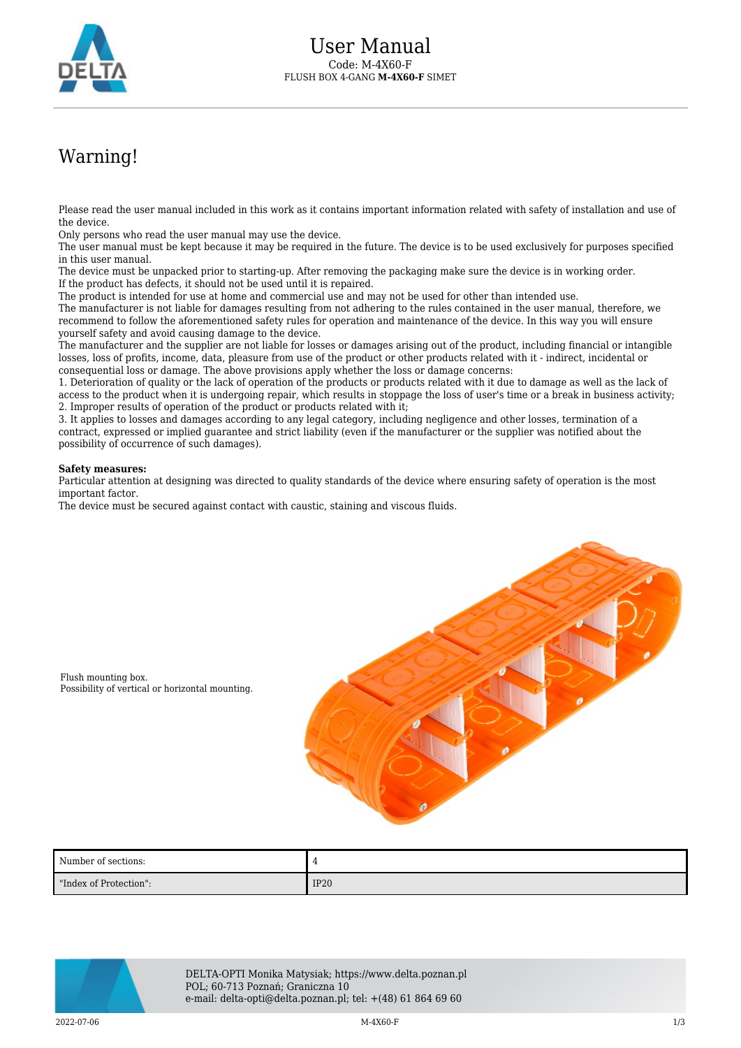# User Manual

Code: M-4X60-F
FLUSH BOX 4-GANG **M-4X60-F** SIMET

## Warning!

Please read the user manual included in this work as it contains important information related with safety of installation and use of the device.
Only persons who read the user manual may use the device.
The user manual must be kept because it may be required in the future. The device is to be used exclusively for purposes specified in this user manual.
The device must be unpacked prior to starting-up. After removing the packaging make sure the device is in working order.
If the product has defects, it should not be used until it is repaired.
The product is intended for use at home and commercial use and may not be used for other than intended use.
The manufacturer is not liable for damages resulting from not adhering to the rules contained in the user manual, therefore, we recommend to follow the aforementioned safety rules for operation and maintenance of the device. In this way you will ensure yourself safety and avoid causing damage to the device.
The manufacturer and the supplier are not liable for losses or damages arising out of the product, including financial or intangible losses, loss of profits, income, data, pleasure from use of the product or other products related with it - indirect, incidental or consequential loss or damage. The above provisions apply whether the loss or damage concerns:
1. Deterioration of quality or the lack of operation of the products or products related with it due to damage as well as the lack of access to the product when it is undergoing repair, which results in stoppage the loss of user's time or a break in business activity;
2. Improper results of operation of the product or products related with it;
3. It applies to losses and damages according to any legal category, including negligence and other losses, termination of a contract, expressed or implied guarantee and strict liability (even if the manufacturer or the supplier was notified about the possibility of occurrence of such damages).

**Safety measures:**
Particular attention at designing was directed to quality standards of the device where ensuring safety of operation is the most important factor.
The device must be secured against contact with caustic, staining and viscous fluids.

Flush mounting box.
Possibility of vertical or horizontal mounting.

| Number of sections: | 4 |
|---|---|
| "Index of Protection": | IP20 |

DELTA-OPTI Monika Matysiak; https://www.delta.poznan.pl
POL; 60-713 Poznań; Graniczna 10
e-mail: delta-opti@delta.poznan.pl; tel: +(48) 61 864 69 60

2022-07-06 M-4X60-F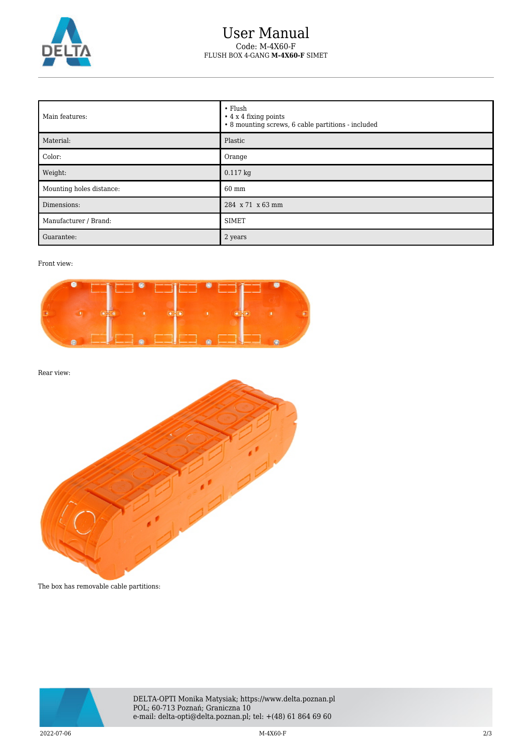# User Manual

Code: M-4X60-F

FLUSH BOX 4-GANG **M-4X60-F** SIMET

| Main features: | • Flush<br>• 4 x 4 fixing points<br>• 8 mounting screws, 6 cable partitions - included |
|---|---|
| Material: | Plastic |
| Color: | Orange |
| Weight: | 0.117 kg |
| Mounting holes distance: | 60 mm |
| Dimensions: | 284 x 71 x 63 mm |
| Manufacturer / Brand: | SIMET |
| Guarantee: | 2 years |

Front view:

Rear view:

The box has removable cable partitions:

DELTA-OPTI Monika Matysiak; https://www.delta.poznan.pl
POL; 60-713 Poznań; Graniczna 10
e-mail: delta-opti@delta.poznan.pl; tel: +(48) 61 864 69 60